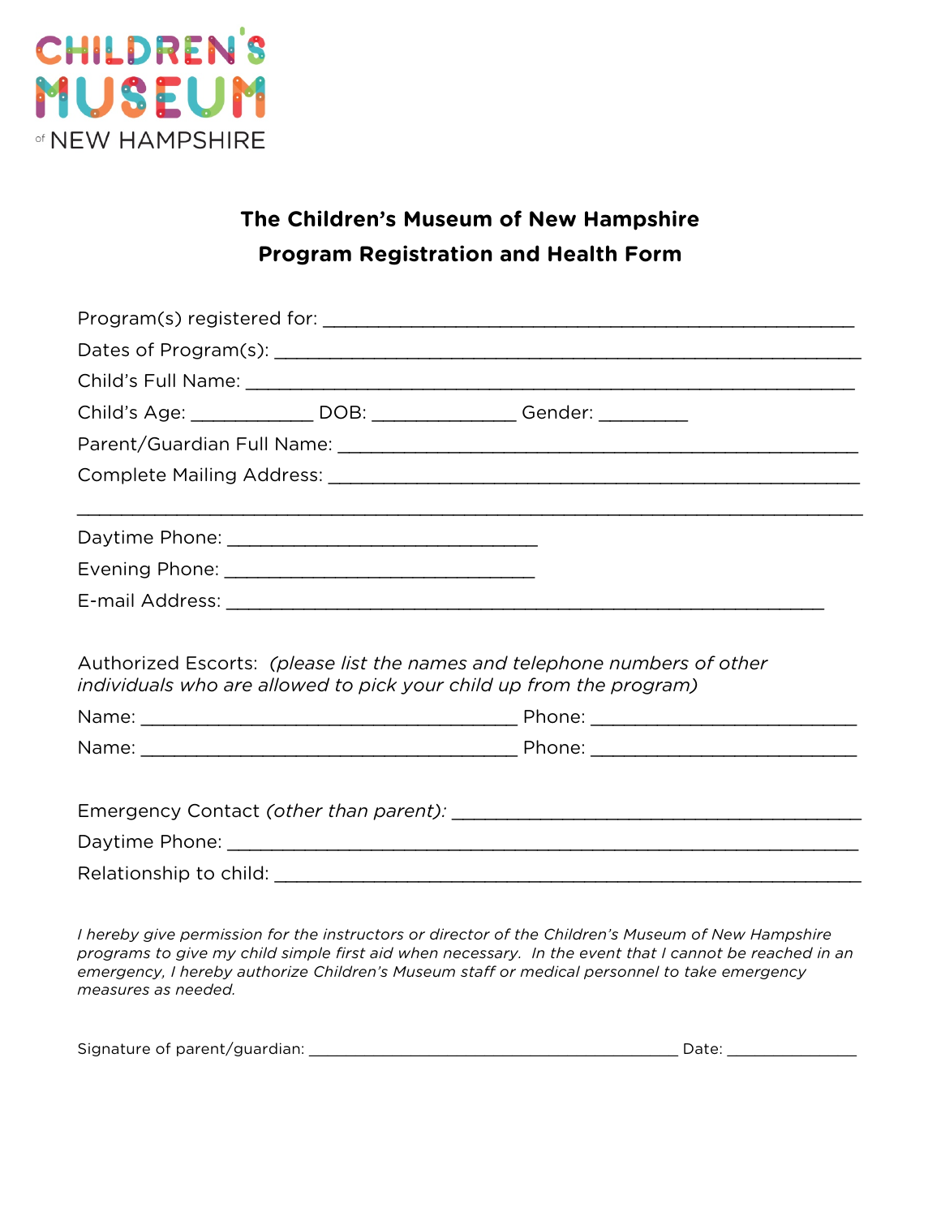CHILDREN'S MUSEUM of NEW HAMPSHIRE

## The Children's Museum of New Hampshire
## Program Registration and Health Form

Program(s) registered for: ___________________________________________

Dates of Program(s): ___________________________________________

Child's Full Name: ___________________________________________

Child's Age: __________ DOB: ____________ Gender: ________

Parent/Guardian Full Name: ___________________________________________

Complete Mailing Address: ___________________________________________

___________________________________________________________________

Daytime Phone: __________________________

Evening Phone: __________________________

E-mail Address: ___________________________________________

Authorized Escorts: *(please list the names and telephone numbers of other individuals who are allowed to pick your child up from the program)*

Name: ______________________________ Phone: ______________________

Name: ______________________________ Phone: ______________________

Emergency Contact *(other than parent)*: ___________________________________

Daytime Phone: ___________________________________________

Relationship to child: ___________________________________________

*I hereby give permission for the instructors or director of the Children's Museum of New Hampshire programs to give my child simple first aid when necessary. In the event that I cannot be reached in an emergency, I hereby authorize Children's Museum staff or medical personnel to take emergency measures as needed.*

Signature of parent/guardian: ___________________________________ Date: ____________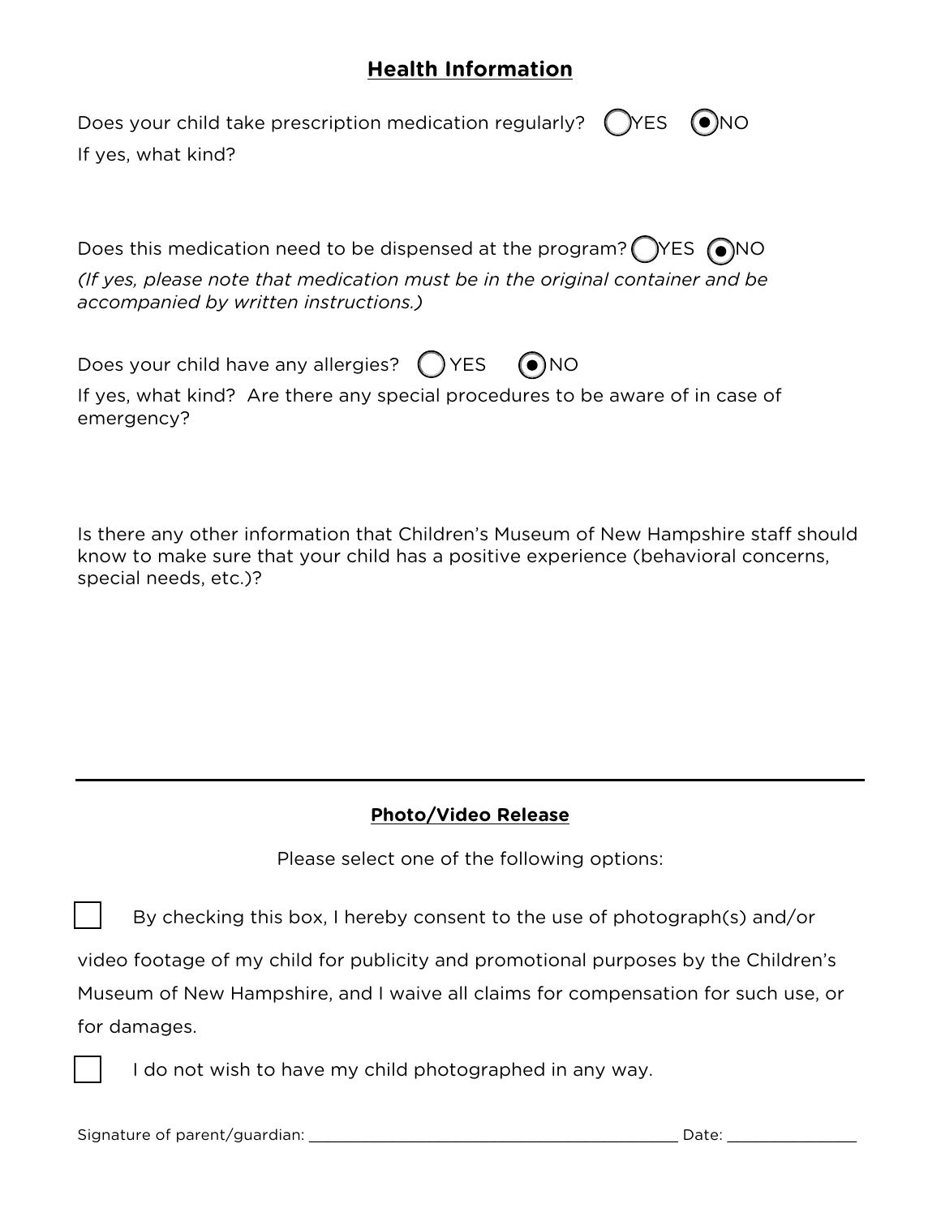## Health Information

Does your child take prescription medication regularly? ○ YES ◉ NO

If yes, what kind?

Does this medication need to be dispensed at the program? ○ YES ◉ NO

*(If yes, please note that medication must be in the original container and be accompanied by written instructions.)*

Does your child have any allergies? ○ YES ◉ NO

If yes, what kind? Are there any special procedures to be aware of in case of emergency?

Is there any other information that Children's Museum of New Hampshire staff should know to make sure that your child has a positive experience (behavioral concerns, special needs, etc.)?

---

## Photo/Video Release

Please select one of the following options:

☐ By checking this box, I hereby consent to the use of photograph(s) and/or video footage of my child for publicity and promotional purposes by the Children's Museum of New Hampshire, and I waive all claims for compensation for such use, or for damages.

☐ I do not wish to have my child photographed in any way.

Signature of parent/guardian: ________________________________________ Date: _______________